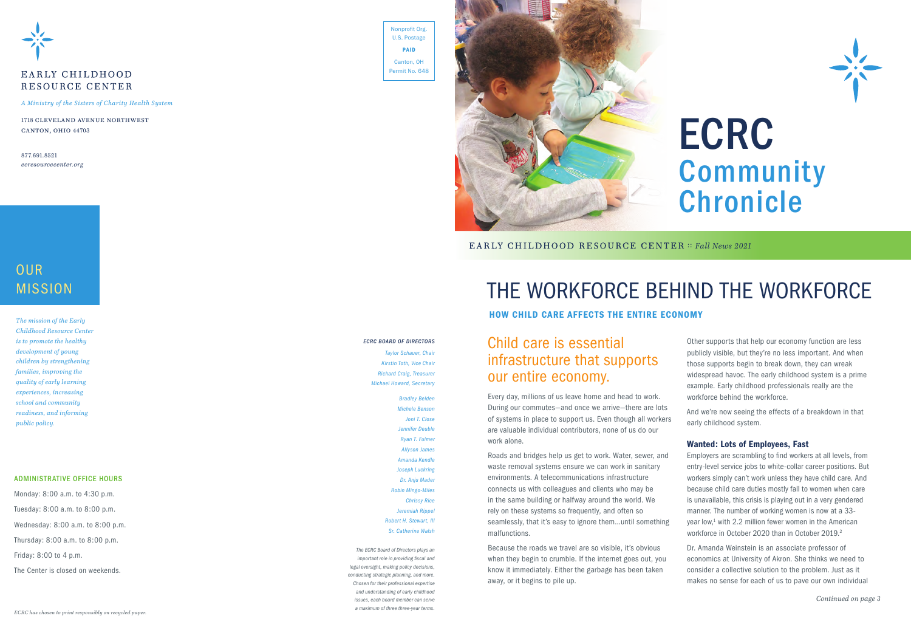EARLY CHILDHOOD RESOURCE CENTER

*A Ministry of the Sisters of Charity Health System*

1718 CLEVELAND AVENUE NORTHWEST
CANTON, OHIO 44703

877.691.8521
*ecresourcecenter.org*

## OUR MISSION

*The mission of the Early Childhood Resource Center is to promote the healthy development of young children by strengthening families, improving the quality of early learning experiences, increasing school and community readiness, and informing public policy.*

### ADMINISTRATIVE OFFICE HOURS

Monday: 8:00 a.m. to 4:30 p.m.

Tuesday: 8:00 a.m. to 8:00 p.m.

Wednesday: 8:00 a.m. to 8:00 p.m.

Thursday: 8:00 a.m. to 8:00 p.m.

Friday: 8:00 to 4 p.m.

The Center is closed on weekends.

*ECRC has chosen to print responsibly on recycled paper.*

Nonprofit Org.
U.S. Postage
**PAID**
Canton, OH
Permit No. 648

***ECRC BOARD OF DIRECTORS***

*Taylor Schauer, Chair*
*Kirstin Toth, Vice Chair*
*Richard Craig, Treasurer*
*Michael Howard, Secretary*

*Bradley Belden*
*Michele Benson*
*Joni T. Close*
*Jennifer Deuble*
*Ryan T. Fulmer*
*Allyson James*
*Amanda Kendle*
*Joseph Luckring*
*Dr. Anju Mader*
*Robin Mingo-Miles*
*Chrissy Rice*
*Jeremiah Rippel*
*Robert H. Stewart, III*
*Sr. Catherine Walsh*

*The ECRC Board of Directors plays an important role in providing fiscal and legal oversight, making policy decisions, conducting strategic planning, and more. Chosen for their professional expertise and understanding of early childhood issues, each board member can serve a maximum of three three-year terms.*

# ECRC Community Chronicle

EARLY CHILDHOOD RESOURCE CENTER :: *Fall News 2021*

# THE WORKFORCE BEHIND THE WORKFORCE

### HOW CHILD CARE AFFECTS THE ENTIRE ECONOMY

## Child care is essential infrastructure that supports our entire economy.

Every day, millions of us leave home and head to work. During our commutes—and once we arrive—there are lots of systems in place to support us. Even though all workers are valuable individual contributors, none of us do our work alone.

Roads and bridges help us get to work. Water, sewer, and waste removal systems ensure we can work in sanitary environments. A telecommunications infrastructure connects us with colleagues and clients who may be in the same building or halfway around the world. We rely on these systems so frequently, and often so seamlessly, that it's easy to ignore them…until something malfunctions.

Because the roads we travel are so visible, it's obvious when they begin to crumble. If the internet goes out, you know it immediately. Either the garbage has been taken away, or it begins to pile up.

Other supports that help our economy function are less publicly visible, but they're no less important. And when those supports begin to break down, they can wreak widespread havoc. The early childhood system is a prime example. Early childhood professionals really are the workforce behind the workforce.

And we're now seeing the effects of a breakdown in that early childhood system.

### Wanted: Lots of Employees, Fast

Employers are scrambling to find workers at all levels, from entry-level service jobs to white-collar career positions. But workers simply can't work unless they have child care. And because child care duties mostly fall to women when care is unavailable, this crisis is playing out in a very gendered manner. The number of working women is now at a 33-year low,[1] with 2.2 million fewer women in the American workforce in October 2020 than in October 2019.[2]

Dr. Amanda Weinstein is an associate professor of economics at University of Akron. She thinks we need to consider a collective solution to the problem. Just as it makes no sense for each of us to pave our own individual

*Continued on page 3*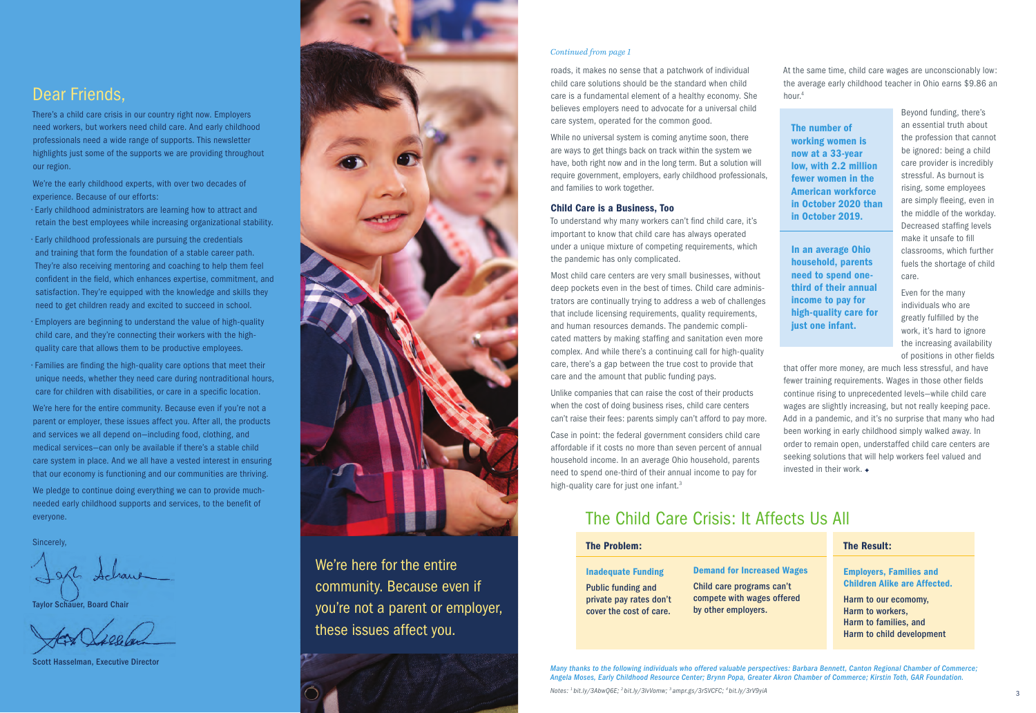## Dear Friends,

There's a child care crisis in our country right now. Employers need workers, but workers need child care. And early childhood professionals need a wide range of supports. This newsletter highlights just some of the supports we are providing throughout our region.

We're the early childhood experts, with over two decades of experience. Because of our efforts:

- Early childhood administrators are learning how to attract and retain the best employees while increasing organizational stability.
- Early childhood professionals are pursuing the credentials and training that form the foundation of a stable career path. They're also receiving mentoring and coaching to help them feel confident in the field, which enhances expertise, commitment, and satisfaction. They're equipped with the knowledge and skills they need to get children ready and excited to succeed in school.
- Employers are beginning to understand the value of high-quality child care, and they're connecting their workers with the high-quality care that allows them to be productive employees.
- Families are finding the high-quality care options that meet their unique needs, whether they need care during nontraditional hours, care for children with disabilities, or care in a specific location.

We're here for the entire community. Because even if you're not a parent or employer, these issues affect you. After all, the products and services we all depend on—including food, clothing, and medical services—can only be available if there's a stable child care system in place. And we all have a vested interest in ensuring that our economy is functioning and our communities are thriving.

We pledge to continue doing everything we can to provide much-needed early childhood supports and services, to the benefit of everyone.

Sincerely,

**Taylor Schauer, Board Chair**

**Scott Hasselman, Executive Director**

We're here for the entire community. Because even if you're not a parent or employer, these issues affect you.

*Continued from page 1*

roads, it makes no sense that a patchwork of individual child care solutions should be the standard when child care is a fundamental element of a healthy economy. She believes employers need to advocate for a universal child care system, operated for the common good.

While no universal system is coming anytime soon, there are ways to get things back on track within the system we have, both right now and in the long term. But a solution will require government, employers, early childhood professionals, and families to work together.

### Child Care is a Business, Too

To understand why many workers can't find child care, it's important to know that child care has always operated under a unique mixture of competing requirements, which the pandemic has only complicated.

Most child care centers are very small businesses, without deep pockets even in the best of times. Child care administrators are continually trying to address a web of challenges that include licensing requirements, quality requirements, and human resources demands. The pandemic complicated matters by making staffing and sanitation even more complex. And while there's a continuing call for high-quality care, there's a gap between the true cost to provide that care and the amount that public funding pays.

Unlike companies that can raise the cost of their products when the cost of doing business rises, child care centers can't raise their fees: parents simply can't afford to pay more.

Case in point: the federal government considers child care affordable if it costs no more than seven percent of annual household income. In an average Ohio household, parents need to spend one-third of their annual income to pay for high-quality care for just one infant.[3]

At the same time, child care wages are unconscionably low: the average early childhood teacher in Ohio earns $9.86 an hour.[4]

**The number of working women is now at a 33-year low, with 2.2 million fewer women in the American workforce in October 2020 than in October 2019.**

**In an average Ohio household, parents need to spend one-third of their annual income to pay for high-quality care for just one infant.**

Beyond funding, there's an essential truth about the profession that cannot be ignored: being a child care provider is incredibly stressful. As burnout is rising, some employees are simply fleeing, even in the middle of the workday. Decreased staffing levels make it unsafe to fill classrooms, which further fuels the shortage of child care.

Even for the many individuals who are greatly fulfilled by the work, it's hard to ignore the increasing availability of positions in other fields that offer more money, are much less stressful, and have fewer training requirements. Wages in those other fields continue rising to unprecedented levels—while child care wages are slightly increasing, but not really keeping pace. Add in a pandemic, and it's no surprise that many who had been working in early childhood simply walked away. In order to remain open, understaffed child care centers are seeking solutions that will help workers feel valued and invested in their work.

## The Child Care Crisis: It Affects Us All

**The Problem:**

**Inadequate Funding**
**Public funding and private pay rates don't cover the cost of care.**

**Demand for Increased Wages**
**Child care programs can't compete with wages offered by other employers.**

**The Result:**

**Employers, Families and Children Alike are Affected.**
**Harm to our ecomomy,**
**Harm to workers,**
**Harm to families, and**
**Harm to child development**

*Many thanks to the following individuals who offered valuable perspectives: Barbara Bennett, Canton Regional Chamber of Commerce; Angela Moses, Early Childhood Resource Center; Brynn Popa, Greater Akron Chamber of Commerce; Kirstin Toth, GAR Foundation.*

*Notes: [1] bit.ly/3AbwQ6E; [2] bit.ly/3lvVomw; [3] ampr.gs/3rSVCFC; [4] bit.ly/3rV9yiA*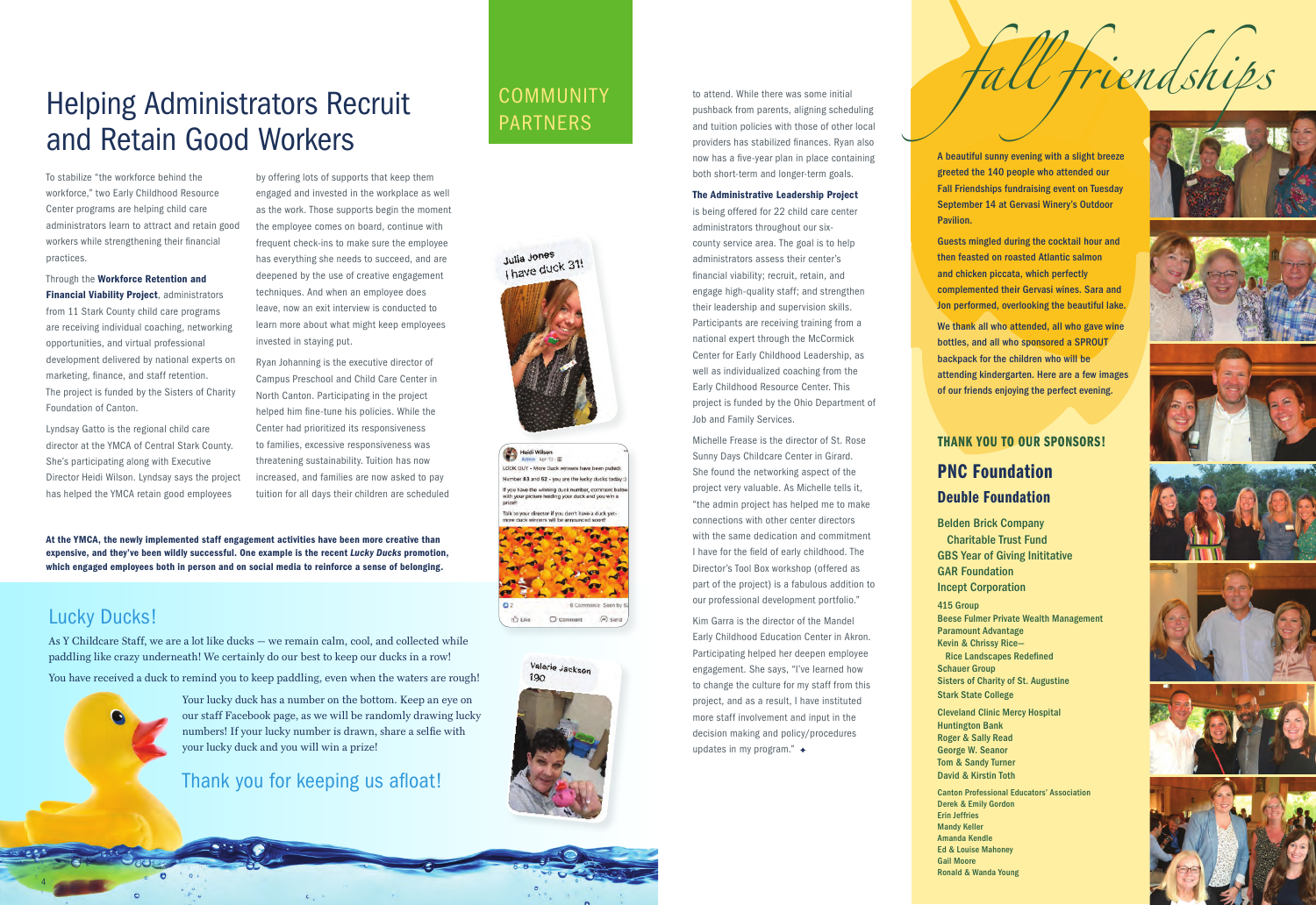# Helping Administrators Recruit and Retain Good Workers

To stabilize "the workforce behind the workforce," two Early Childhood Resource Center programs are helping child care administrators learn to attract and retain good workers while strengthening their financial practices.

Through the **Workforce Retention and Financial Viability Project**, administrators from 11 Stark County child care programs are receiving individual coaching, networking opportunities, and virtual professional development delivered by national experts on marketing, finance, and staff retention. The project is funded by the Sisters of Charity Foundation of Canton.

Lyndsay Gatto is the regional child care director at the YMCA of Central Stark County. She's participating along with Executive Director Heidi Wilson. Lyndsay says the project has helped the YMCA retain good employees by offering lots of supports that keep them engaged and invested in the workplace as well as the work. Those supports begin the moment the employee comes on board, continue with frequent check-ins to make sure the employee has everything she needs to succeed, and are deepened by the use of creative engagement techniques. And when an employee does leave, now an exit interview is conducted to learn more about what might keep employees invested in staying put.

Ryan Johanning is the executive director of Campus Preschool and Child Care Center in North Canton. Participating in the project helped him fine-tune his policies. While the Center had prioritized its responsiveness to families, excessive responsiveness was threatening sustainability. Tuition has now increased, and families are now asked to pay tuition for all days their children are scheduled to attend. While there was some initial pushback from parents, aligning scheduling and tuition policies with those of other local providers has stabilized finances. Ryan also now has a five-year plan in place containing both short-term and longer-term goals.

**The Administrative Leadership Project** is being offered for 22 child care center administrators throughout our six-county service area. The goal is to help administrators assess their center's financial viability; recruit, retain, and engage high-quality staff; and strengthen their leadership and supervision skills. Participants are receiving training from a national expert through the McCormick Center for Early Childhood Leadership, as well as individualized coaching from the Early Childhood Resource Center. This project is funded by the Ohio Department of Job and Family Services.

Michelle Frease is the director of St. Rose Sunny Days Childcare Center in Girard. She found the networking aspect of the project very valuable. As Michelle tells it, "the admin project has helped me to make connections with other center directors with the same dedication and commitment I have for the field of early childhood. The Director's Tool Box workshop (offered as part of the project) is a fabulous addition to our professional development portfolio."

Kim Garra is the director of the Mandel Early Childhood Education Center in Akron. Participating helped her deepen employee engagement. She says, "I've learned how to change the culture for my staff from this project, and as a result, I have instituted more staff involvement and input in the decision making and policy/procedures updates in my program."

**At the YMCA, the newly implemented staff engagement activities have been more creative than expensive, and they've been wildly successful. One example is the recent *Lucky Ducks* promotion, which engaged employees both in person and on social media to reinforce a sense of belonging.**

## Lucky Ducks!

As Y Childcare Staff, we are a lot like ducks — we remain calm, cool, and collected while paddling like crazy underneath! We certainly do our best to keep our ducks in a row!

You have received a duck to remind you to keep paddling, even when the waters are rough!

Your lucky duck has a number on the bottom. Keep an eye on our staff Facebook page, as we will be randomly drawing lucky numbers! If your lucky number is drawn, share a selfie with your lucky duck and you will win a prize!

Thank you for keeping us afloat!

## COMMUNITY PARTNERS

## fall friendships

A beautiful sunny evening with a slight breeze greeted the 140 people who attended our Fall Friendships fundraising event on Tuesday September 14 at Gervasi Winery's Outdoor Pavilion.

Guests mingled during the cocktail hour and then feasted on roasted Atlantic salmon and chicken piccata, which perfectly complemented their Gervasi wines. Sara and Jon performed, overlooking the beautiful lake.

We thank all who attended, all who gave wine bottles, and all who sponsored a SPROUT backpack for the children who will be attending kindergarten. Here are a few images of our friends enjoying the perfect evening.

### THANK YOU TO OUR SPONSORS!

**PNC Foundation**

**Deuble Foundation**

Belden Brick Company Charitable Trust Fund
GBS Year of Giving Inititative
GAR Foundation
Incept Corporation

415 Group
Beese Fulmer Private Wealth Management
Paramount Advantage
Kevin & Chrissy Rice—Rice Landscapes Redefined
Schauer Group
Sisters of Charity of St. Augustine
Stark State College

Cleveland Clinic Mercy Hospital
Huntington Bank
Roger & Sally Read
George W. Seanor
Tom & Sandy Turner
David & Kirstin Toth

Canton Professional Educators' Association
Derek & Emily Gordon
Erin Jeffries
Mandy Keller
Amanda Kendle
Ed & Louise Mahoney
Gail Moore
Ronald & Wanda Young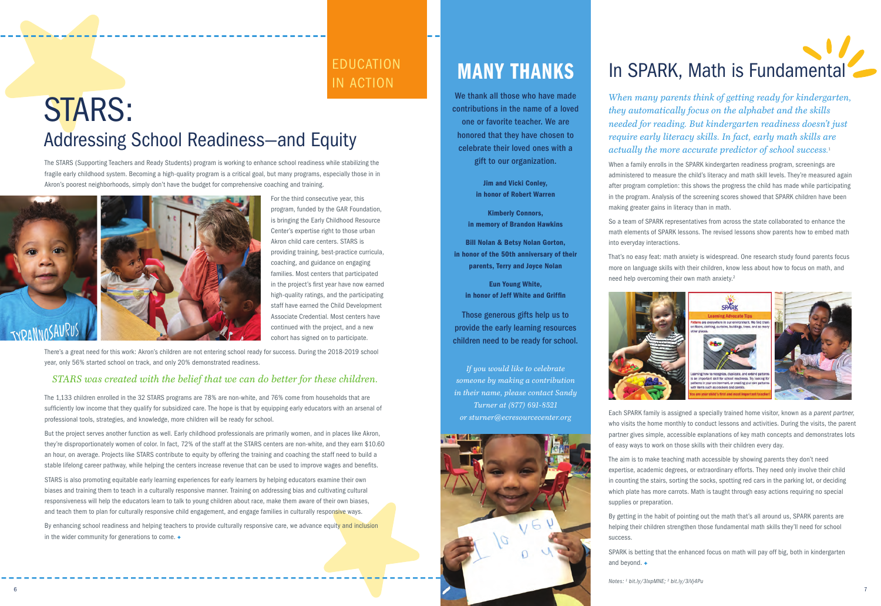EDUCATION IN ACTION

# STARS: Addressing School Readiness—and Equity

The STARS (Supporting Teachers and Ready Students) program is working to enhance school readiness while stabilizing the fragile early childhood system. Becoming a high-quality program is a critical goal, but many programs, especially those in in Akron's poorest neighborhoods, simply don't have the budget for comprehensive coaching and training.

For the third consecutive year, this program, funded by the GAR Foundation, is bringing the Early Childhood Resource Center's expertise right to those urban Akron child care centers. STARS is providing training, best-practice curricula, coaching, and guidance on engaging families. Most centers that participated in the project's first year have now earned high-quality ratings, and the participating staff have earned the Child Development Associate Credential. Most centers have continued with the project, and a new cohort has signed on to participate.

There's a great need for this work: Akron's children are not entering school ready for success. During the 2018-2019 school year, only 56% started school on track, and only 20% demonstrated readiness.

*STARS was created with the belief that we can do better for these children.*

The 1,133 children enrolled in the 32 STARS programs are 78% are non-white, and 76% come from households that are sufficiently low income that they qualify for subsidized care. The hope is that by equipping early educators with an arsenal of professional tools, strategies, and knowledge, more children will be ready for school.

But the project serves another function as well. Early childhood professionals are primarily women, and in places like Akron, they're disproportionately women of color. In fact, 72% of the staff at the STARS centers are non-white, and they earn $10.60 an hour, on average. Projects like STARS contribute to equity by offering the training and coaching the staff need to build a stable lifelong career pathway, while helping the centers increase revenue that can be used to improve wages and benefits.

STARS is also promoting equitable early learning experiences for early learners by helping educators examine their own biases and training them to teach in a culturally responsive manner. Training on addressing bias and cultivating cultural responsiveness will help the educators learn to talk to young children about race, make them aware of their own biases, and teach them to plan for culturally responsive child engagement, and engage families in culturally responsive ways.

By enhancing school readiness and helping teachers to provide culturally responsive care, we advance equity and inclusion in the wider community for generations to come. ✦

# MANY THANKS

**We thank all those who have made contributions in the name of a loved one or favorite teacher. We are honored that they have chosen to celebrate their loved ones with a gift to our organization.**

**Jim and Vicki Conley, in honor of Robert Warren**

**Kimberly Connors, in memory of Brandon Hawkins**

**Bill Nolan & Betsy Nolan Gorton, in honor of the 50th anniversary of their parents, Terry and Joyce Nolan**

**Eun Young White, in honor of Jeff White and Griffin**

**Those generous gifts help us to provide the early learning resources children need to be ready for school.**

*If you would like to celebrate someone by making a contribution in their name, please contact Sandy Turner at (877) 691-8521 or sturner@ecresourcecenter.org*

# In SPARK, Math is Fundamental

*When many parents think of getting ready for kindergarten, they automatically focus on the alphabet and the skills needed for reading. But kindergarten readiness doesn't just require early literacy skills. In fact, early math skills are actually the more accurate predictor of school success.*[1]

When a family enrolls in the SPARK kindergarten readiness program, screenings are administered to measure the child's literacy and math skill levels. They're measured again after program completion: this shows the progress the child has made while participating in the program. Analysis of the screening scores showed that SPARK children have been making greater gains in literacy than in math.

So a team of SPARK representatives from across the state collaborated to enhance the math elements of SPARK lessons. The revised lessons show parents how to embed math into everyday interactions.

That's no easy feat: math anxiety is widespread. One research study found parents focus more on language skills with their children, know less about how to focus on math, and need help overcoming their own math anxiety.[2]

Each SPARK family is assigned a specially trained home visitor, known as a *parent partner*, who visits the home monthly to conduct lessons and activities. During the visits, the parent partner gives simple, accessible explanations of key math concepts and demonstrates lots of easy ways to work on those skills with their children every day.

The aim is to make teaching math accessible by showing parents they don't need expertise, academic degrees, or extraordinary efforts. They need only involve their child in counting the stairs, sorting the socks, spotting red cars in the parking lot, or deciding which plate has more carrots. Math is taught through easy actions requiring no special supplies or preparation.

By getting in the habit of pointing out the math that's all around us, SPARK parents are helping their children strengthen those fundamental math skills they'll need for school success.

SPARK is betting that the enhanced focus on math will pay off big, both in kindergarten and beyond. ✦

*Notes: [1] bit.ly/3lxpMNE; [2] bit.ly/3iVj4Pu*